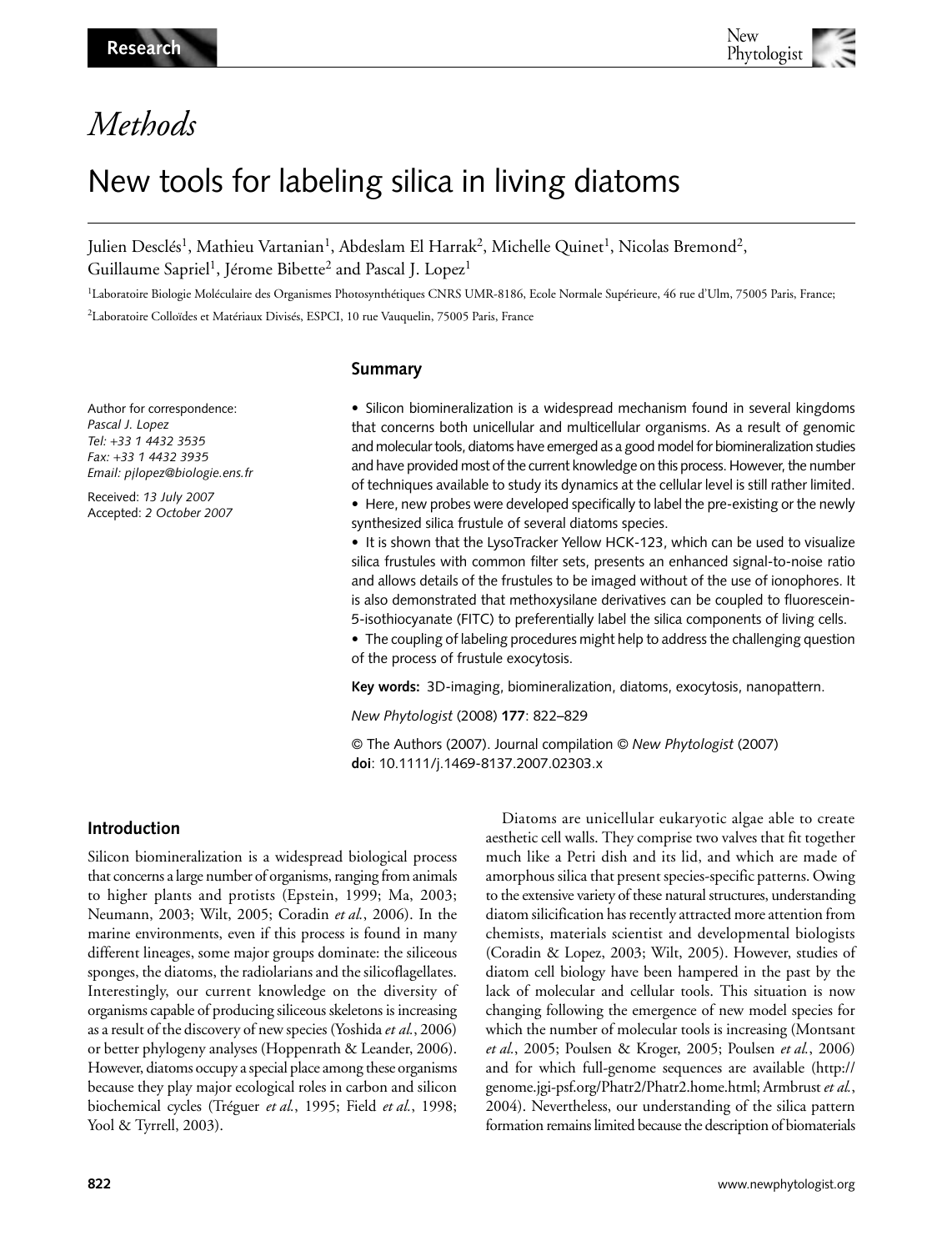Research

# Methods

# New tools for labeling silica in living diatoms

Julien Desclés[1], Mathieu Vartanian[1], Abdeslam El Harrak[2], Michelle Quinet[1], Nicolas Bremond[2], Guillaume Sapriel[1], Jérome Bibette[2] and Pascal J. Lopez[1]

[1]Laboratoire Biologie Moléculaire des Organismes Photosynthétiques CNRS UMR-8186, Ecole Normale Supérieure, 46 rue d'Ulm, 75005 Paris, France;

[2]Laboratoire Colloïdes et Matériaux Divisés, ESPCI, 10 rue Vauquelin, 75005 Paris, France

Author for correspondence:
*Pascal J. Lopez*
*Tel: +33 1 4432 3535*
*Fax: +33 1 4432 3935*
*Email: pjlopez@biologie.ens.fr*

Received: *13 July 2007*
Accepted: *2 October 2007*

## Summary

- Silicon biomineralization is a widespread mechanism found in several kingdoms that concerns both unicellular and multicellular organisms. As a result of genomic and molecular tools, diatoms have emerged as a good model for biomineralization studies and have provided most of the current knowledge on this process. However, the number of techniques available to study its dynamics at the cellular level is still rather limited.
- Here, new probes were developed specifically to label the pre-existing or the newly synthesized silica frustule of several diatoms species.
- It is shown that the LysoTracker Yellow HCK-123, which can be used to visualize silica frustules with common filter sets, presents an enhanced signal-to-noise ratio and allows details of the frustules to be imaged without of the use of ionophores. It is also demonstrated that methoxysilane derivatives can be coupled to fluorescein-5-isothiocyanate (FITC) to preferentially label the silica components of living cells.
- The coupling of labeling procedures might help to address the challenging question of the process of frustule exocytosis.

**Key words:** 3D-imaging, biomineralization, diatoms, exocytosis, nanopattern.

*New Phytologist* (2008) **177**: 822–829

© The Authors (2007). Journal compilation © *New Phytologist* (2007)
**doi**: 10.1111/j.1469-8137.2007.02303.x

## Introduction

Silicon biomineralization is a widespread biological process that concerns a large number of organisms, ranging from animals to higher plants and protists (Epstein, 1999; Ma, 2003; Neumann, 2003; Wilt, 2005; Coradin *et al.*, 2006). In the marine environments, even if this process is found in many different lineages, some major groups dominate: the siliceous sponges, the diatoms, the radiolarians and the silicoflagellates. Interestingly, our current knowledge on the diversity of organisms capable of producing siliceous skeletons is increasing as a result of the discovery of new species (Yoshida *et al.*, 2006) or better phylogeny analyses (Hoppenrath & Leander, 2006). However, diatoms occupy a special place among these organisms because they play major ecological roles in carbon and silicon biochemical cycles (Tréguer *et al.*, 1995; Field *et al.*, 1998; Yool & Tyrrell, 2003).

Diatoms are unicellular eukaryotic algae able to create aesthetic cell walls. They comprise two valves that fit together much like a Petri dish and its lid, and which are made of amorphous silica that present species-specific patterns. Owing to the extensive variety of these natural structures, understanding diatom silicification has recently attracted more attention from chemists, materials scientist and developmental biologists (Coradin & Lopez, 2003; Wilt, 2005). However, studies of diatom cell biology have been hampered in the past by the lack of molecular and cellular tools. This situation is now changing following the emergence of new model species for which the number of molecular tools is increasing (Montsant *et al.*, 2005; Poulsen & Kroger, 2005; Poulsen *et al.*, 2006) and for which full-genome sequences are available (http://genome.jgi-psf.org/Phatr2/Phatr2.home.html; Armbrust *et al.*, 2004). Nevertheless, our understanding of the silica pattern formation remains limited because the description of biomaterials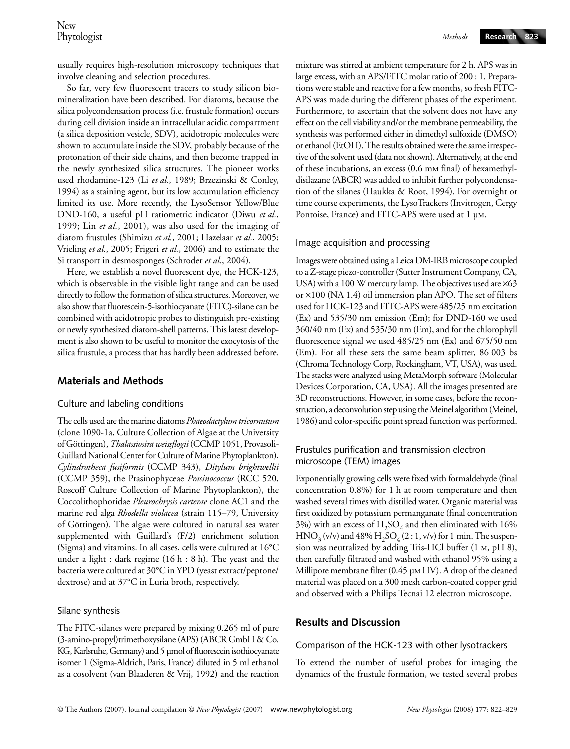usually requires high-resolution microscopy techniques that involve cleaning and selection procedures.

So far, very few fluorescent tracers to study silicon biomineralization have been described. For diatoms, because the silica polycondensation process (i.e. frustule formation) occurs during cell division inside an intracellular acidic compartment (a silica deposition vesicle, SDV), acidotropic molecules were shown to accumulate inside the SDV, probably because of the protonation of their side chains, and then become trapped in the newly synthesized silica structures. The pioneer works used rhodamine-123 (Li *et al.*, 1989; Brzezinski & Conley, 1994) as a staining agent, but its low accumulation efficiency limited its use. More recently, the LysoSensor Yellow/Blue DND-160, a useful pH ratiometric indicator (Diwu *et al.*, 1999; Lin *et al.*, 2001), was also used for the imaging of diatom frustules (Shimizu *et al.*, 2001; Hazelaar *et al.*, 2005; Vrieling *et al.*, 2005; Frigeri *et al.*, 2006) and to estimate the Si transport in desmosponges (Schroder *et al.*, 2004).

Here, we establish a novel fluorescent dye, the HCK-123, which is observable in the visible light range and can be used directly to follow the formation of silica structures. Moreover, we also show that fluorescein-5-isothiocyanate (FITC)-silane can be combined with acidotropic probes to distinguish pre-existing or newly synthesized diatom-shell patterns. This latest development is also shown to be useful to monitor the exocytosis of the silica frustule, a process that has hardly been addressed before.

## Materials and Methods

### Culture and labeling conditions

The cells used are the marine diatoms *Phaeodactylum tricornutum* (clone 1090-1a, Culture Collection of Algae at the University of Göttingen), *Thalassiosira weissflogii* (CCMP 1051, Provasoli-Guillard National Center for Culture of Marine Phytoplankton), *Cylindrotheca fusiformis* (CCMP 343), *Ditylum brightwellii* (CCMP 359), the Prasinophyceae *Prasinococcus* (RCC 520, Roscoff Culture Collection of Marine Phytoplankton), the Coccolithophoridae *Pleurochrysis carterae* clone AC1 and the marine red alga *Rhodella violacea* (strain 115–79, University of Göttingen). The algae were cultured in natural sea water supplemented with Guillard's (F/2) enrichment solution (Sigma) and vitamins. In all cases, cells were cultured at 16°C under a light : dark regime (16 h : 8 h). The yeast and the bacteria were cultured at 30°C in YPD (yeast extract/peptone/dextrose) and at 37°C in Luria broth, respectively.

### Silane synthesis

The FITC-silanes were prepared by mixing 0.265 ml of pure (3-amino-propyl)trimethoxysilane (APS) (ABCR GmbH & Co. KG, Karlsruhe, Germany) and 5 µmol of fluorescein isothiocyanate isomer 1 (Sigma-Aldrich, Paris, France) diluted in 5 ml ethanol as a cosolvent (van Blaaderen & Vrij, 1992) and the reaction mixture was stirred at ambient temperature for 2 h. APS was in large excess, with an APS/FITC molar ratio of 200 : 1. Preparations were stable and reactive for a few months, so fresh FITC-APS was made during the different phases of the experiment. Furthermore, to ascertain that the solvent does not have any effect on the cell viability and/or the membrane permeability, the synthesis was performed either in dimethyl sulfoxide (DMSO) or ethanol (EtOH). The results obtained were the same irrespective of the solvent used (data not shown). Alternatively, at the end of these incubations, an excess (0.6 mM final) of hexamethyldisilazane (ABCR) was added to inhibit further polycondensation of the silanes (Haukka & Root, 1994). For overnight or time course experiments, the LysoTrackers (Invitrogen, Cergy Pontoise, France) and FITC-APS were used at 1 µM.

### Image acquisition and processing

Images were obtained using a Leica DM-IRB microscope coupled to a Z-stage piezo-controller (Sutter Instrument Company, CA, USA) with a 100 W mercury lamp. The objectives used are ×63 or ×100 (NA 1.4) oil immersion plan APO. The set of filters used for HCK-123 and FITC-APS were 485/25 nm excitation (Ex) and 535/30 nm emission (Em); for DND-160 we used 360/40 nm (Ex) and 535/30 nm (Em), and for the chlorophyll fluorescence signal we used 485/25 nm (Ex) and 675/50 nm (Em). For all these sets the same beam splitter, 86 003 bs (Chroma Technology Corp, Rockingham, VT, USA), was used. The stacks were analyzed using MetaMorph software (Molecular Devices Corporation, CA, USA). All the images presented are 3D reconstructions. However, in some cases, before the reconstruction, a deconvolution step using the Meinel algorithm (Meinel, 1986) and color-specific point spread function was performed.

### Frustules purification and transmission electron microscope (TEM) images

Exponentially growing cells were fixed with formaldehyde (final concentration 0.8%) for 1 h at room temperature and then washed several times with distilled water. Organic material was first oxidized by potassium permanganate (final concentration 3%) with an excess of $H_2SO_4$ and then eliminated with 16% $HNO_3$ (v/v) and 48% $H_2SO_4$ (2 : 1, v/v) for 1 min. The suspension was neutralized by adding Tris-HCl buffer (1 M, pH 8), then carefully filtrated and washed with ethanol 95% using a Millipore membrane filter (0.45 µM HV). A drop of the cleaned material was placed on a 300 mesh carbon-coated copper grid and observed with a Philips Tecnai 12 electron microscope.

## Results and Discussion

### Comparison of the HCK-123 with other lysotrackers

To extend the number of useful probes for imaging the dynamics of the frustule formation, we tested several probes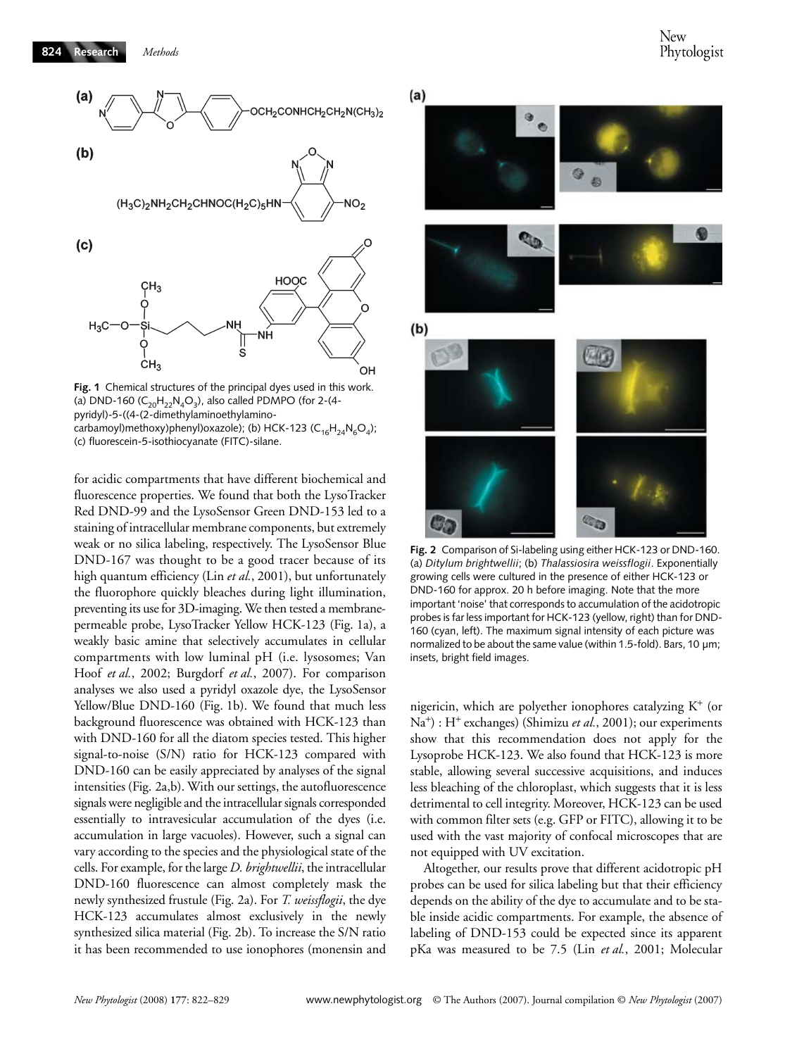**Fig. 1** Chemical structures of the principal dyes used in this work. (a) DND-160 ($C_{20}H_{22}N_4O_3$), also called PDMPO (for 2-(4-pyridyl)-5-((4-(2-dimethylaminoethylamino-carbamoyl)methoxy)phenyl)oxazole); (b) HCK-123 ($C_{16}H_{24}N_6O_4$); (c) fluorescein-5-isothiocyanate (FITC)-silane.

for acidic compartments that have different biochemical and fluorescence properties. We found that both the LysoTracker Red DND-99 and the LysoSensor Green DND-153 led to a staining of intracellular membrane components, but extremely weak or no silica labeling, respectively. The LysoSensor Blue DND-167 was thought to be a good tracer because of its high quantum efficiency (Lin *et al.*, 2001), but unfortunately the fluorophore quickly bleaches during light illumination, preventing its use for 3D-imaging. We then tested a membrane-permeable probe, LysoTracker Yellow HCK-123 (Fig. 1a), a weakly basic amine that selectively accumulates in cellular compartments with low luminal pH (i.e. lysosomes; Van Hoof *et al.*, 2002; Burgdorf *et al.*, 2007). For comparison analyses we also used a pyridyl oxazole dye, the LysoSensor Yellow/Blue DND-160 (Fig. 1b). We found that much less background fluorescence was obtained with HCK-123 than with DND-160 for all the diatom species tested. This higher signal-to-noise (S/N) ratio for HCK-123 compared with DND-160 can be easily appreciated by analyses of the signal intensities (Fig. 2a,b). With our settings, the autofluorescence signals were negligible and the intracellular signals corresponded essentially to intravesicular accumulation of the dyes (i.e. accumulation in large vacuoles). However, such a signal can vary according to the species and the physiological state of the cells. For example, for the large *D. brightwellii*, the intracellular DND-160 fluorescence can almost completely mask the newly synthesized frustule (Fig. 2a). For *T. weissflogii*, the dye HCK-123 accumulates almost exclusively in the newly synthesized silica material (Fig. 2b). To increase the S/N ratio it has been recommended to use ionophores (monensin and nigericin, which are polyether ionophores catalyzing $K^+$ (or $Na^+$) : $H^+$ exchanges) (Shimizu *et al.*, 2001); our experiments show that this recommendation does not apply for the Lysoprobe HCK-123. We also found that HCK-123 is more stable, allowing several successive acquisitions, and induces less bleaching of the chloroplast, which suggests that it is less detrimental to cell integrity. Moreover, HCK-123 can be used with common filter sets (e.g. GFP or FITC), allowing it to be used with the vast majority of confocal microscopes that are not equipped with UV excitation.

**Fig. 2** Comparison of Si-labeling using either HCK-123 or DND-160. (a) *Ditylum brightwellii*; (b) *Thalassiosira weissflogii*. Exponentially growing cells were cultured in the presence of either HCK-123 or DND-160 for approx. 20 h before imaging. Note that the more important 'noise' that corresponds to accumulation of the acidotropic probes is far less important for HCK-123 (yellow, right) than for DND-160 (cyan, left). The maximum signal intensity of each picture was normalized to be about the same value (within 1.5-fold). Bars, 10 μm; insets, bright field images.

Altogether, our results prove that different acidotropic pH probes can be used for silica labeling but that their efficiency depends on the ability of the dye to accumulate and to be stable inside acidic compartments. For example, the absence of labeling of DND-153 could be expected since its apparent pKa was measured to be 7.5 (Lin *et al.*, 2001; Molecular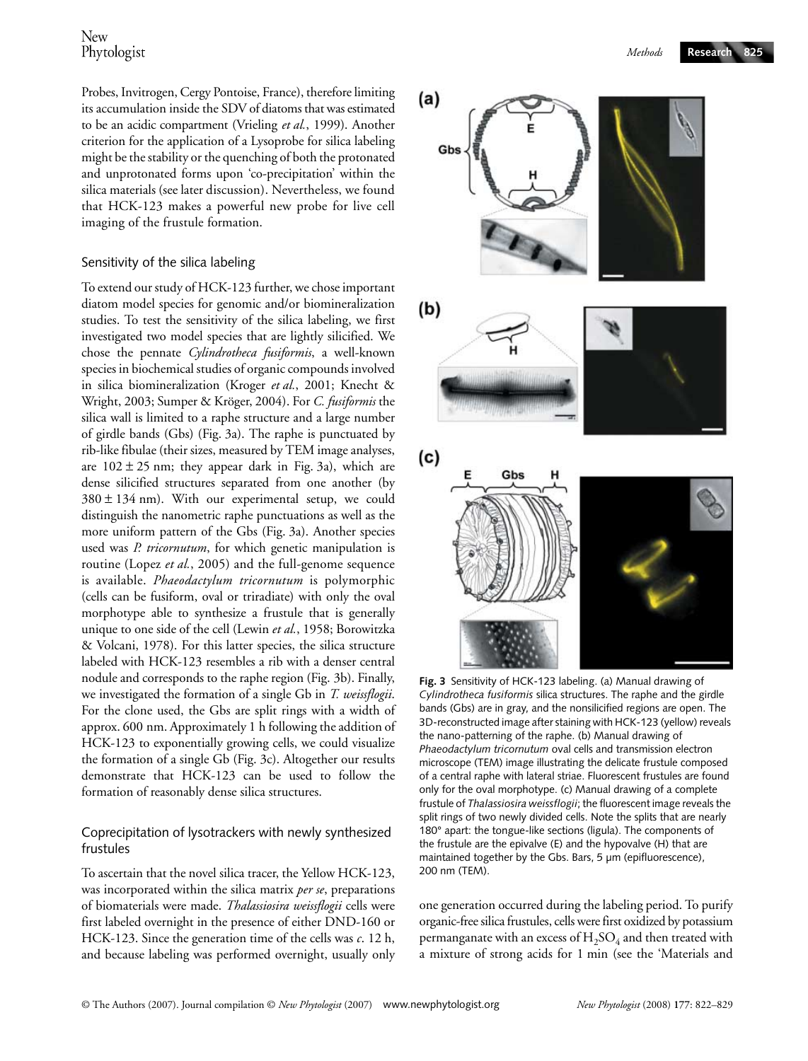Probes, Invitrogen, Cergy Pontoise, France), therefore limiting its accumulation inside the SDV of diatoms that was estimated to be an acidic compartment (Vrieling *et al.*, 1999). Another criterion for the application of a Lysoprobe for silica labeling might be the stability or the quenching of both the protonated and unprotonated forms upon 'co-precipitation' within the silica materials (see later discussion). Nevertheless, we found that HCK-123 makes a powerful new probe for live cell imaging of the frustule formation.

## Sensitivity of the silica labeling

To extend our study of HCK-123 further, we chose important diatom model species for genomic and/or biomineralization studies. To test the sensitivity of the silica labeling, we first investigated two model species that are lightly silicified. We chose the pennate *Cylindrotheca fusiformis*, a well-known species in biochemical studies of organic compounds involved in silica biomineralization (Kroger *et al.*, 2001; Knecht & Wright, 2003; Sumper & Kröger, 2004). For *C. fusiformis* the silica wall is limited to a raphe structure and a large number of girdle bands (Gbs) (Fig. 3a). The raphe is punctuated by rib-like fibulae (their sizes, measured by TEM image analyses, are $102 \pm 25$ nm; they appear dark in Fig. 3a), which are dense silicified structures separated from one another (by $380 \pm 134$ nm). With our experimental setup, we could distinguish the nanometric raphe punctuations as well as the more uniform pattern of the Gbs (Fig. 3a). Another species used was *P. tricornutum*, for which genetic manipulation is routine (Lopez *et al.*, 2005) and the full-genome sequence is available. *Phaeodactylum tricornutum* is polymorphic (cells can be fusiform, oval or triradiate) with only the oval morphotype able to synthesize a frustule that is generally unique to one side of the cell (Lewin *et al.*, 1958; Borowitzka & Volcani, 1978). For this latter species, the silica structure labeled with HCK-123 resembles a rib with a denser central nodule and corresponds to the raphe region (Fig. 3b). Finally, we investigated the formation of a single Gb in *T. weissflogii*. For the clone used, the Gbs are split rings with a width of approx. 600 nm. Approximately 1 h following the addition of HCK-123 to exponentially growing cells, we could visualize the formation of a single Gb (Fig. 3c). Altogether our results demonstrate that HCK-123 can be used to follow the formation of reasonably dense silica structures.

## Coprecipitation of lysotrackers with newly synthesized frustules

To ascertain that the novel silica tracer, the Yellow HCK-123, was incorporated within the silica matrix *per se*, preparations of biomaterials were made. *Thalassiosira weissflogii* cells were first labeled overnight in the presence of either DND-160 or HCK-123. Since the generation time of the cells was *c*. 12 h, and because labeling was performed overnight, usually only one generation occurred during the labeling period. To purify organic-free silica frustules, cells were first oxidized by potassium permanganate with an excess of $H_2SO_4$ and then treated with a mixture of strong acids for 1 min (see the 'Materials and

**Fig. 3** Sensitivity of HCK-123 labeling. (a) Manual drawing of *Cylindrotheca fusiformis* silica structures. The raphe and the girdle bands (Gbs) are in gray, and the nonsilicified regions are open. The 3D-reconstructed image after staining with HCK-123 (yellow) reveals the nano-patterning of the raphe. (b) Manual drawing of *Phaeodactylum tricornutum* oval cells and transmission electron microscope (TEM) image illustrating the delicate frustule composed of a central raphe with lateral striae. Fluorescent frustules are found only for the oval morphotype. (c) Manual drawing of a complete frustule of *Thalassiosira weissflogii*; the fluorescent image reveals the split rings of two newly divided cells. Note the splits that are nearly 180° apart: the tongue-like sections (ligula). The components of the frustule are the epivalve (E) and the hypovalve (H) that are maintained together by the Gbs. Bars, 5 μm (epifluorescence), 200 nm (TEM).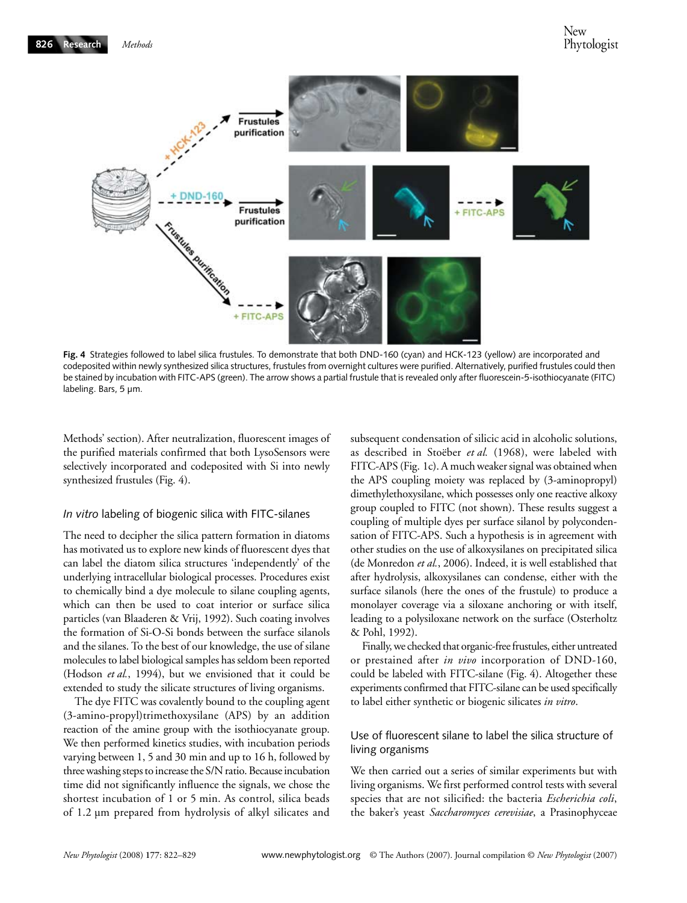**Fig. 4** Strategies followed to label silica frustules. To demonstrate that both DND-160 (cyan) and HCK-123 (yellow) are incorporated and codeposited within newly synthesized silica structures, frustules from overnight cultures were purified. Alternatively, purified frustules could then be stained by incubation with FITC-APS (green). The arrow shows a partial frustule that is revealed only after fluorescein-5-isothiocyanate (FITC) labeling. Bars, 5 μm.

Methods' section). After neutralization, fluorescent images of the purified materials confirmed that both LysoSensors were selectively incorporated and codeposited with Si into newly synthesized frustules (Fig. 4).

### *In vitro* labeling of biogenic silica with FITC-silanes

The need to decipher the silica pattern formation in diatoms has motivated us to explore new kinds of fluorescent dyes that can label the diatom silica structures 'independently' of the underlying intracellular biological processes. Procedures exist to chemically bind a dye molecule to silane coupling agents, which can then be used to coat interior or surface silica particles (van Blaaderen & Vrij, 1992). Such coating involves the formation of Si-O-Si bonds between the surface silanols and the silanes. To the best of our knowledge, the use of silane molecules to label biological samples has seldom been reported (Hodson *et al.*, 1994), but we envisioned that it could be extended to study the silicate structures of living organisms.

The dye FITC was covalently bound to the coupling agent (3-amino-propyl)trimethoxysilane (APS) by an addition reaction of the amine group with the isothiocyanate group. We then performed kinetics studies, with incubation periods varying between 1, 5 and 30 min and up to 16 h, followed by three washing steps to increase the S/N ratio. Because incubation time did not significantly influence the signals, we chose the shortest incubation of 1 or 5 min. As control, silica beads of 1.2 μm prepared from hydrolysis of alkyl silicates and subsequent condensation of silicic acid in alcoholic solutions, as described in Stoëber *et al.* (1968), were labeled with FITC-APS (Fig. 1c). A much weaker signal was obtained when the APS coupling moiety was replaced by (3-aminopropyl) dimethylethoxysilane, which possesses only one reactive alkoxy group coupled to FITC (not shown). These results suggest a coupling of multiple dyes per surface silanol by polycondensation of FITC-APS. Such a hypothesis is in agreement with other studies on the use of alkoxysilanes on precipitated silica (de Monredon *et al.*, 2006). Indeed, it is well established that after hydrolysis, alkoxysilanes can condense, either with the surface silanols (here the ones of the frustule) to produce a monolayer coverage via a siloxane anchoring or with itself, leading to a polysiloxane network on the surface (Osterholtz & Pohl, 1992).

Finally, we checked that organic-free frustules, either untreated or prestained after *in vivo* incorporation of DND-160, could be labeled with FITC-silane (Fig. 4). Altogether these experiments confirmed that FITC-silane can be used specifically to label either synthetic or biogenic silicates *in vitro*.

### Use of fluorescent silane to label the silica structure of living organisms

We then carried out a series of similar experiments but with living organisms. We first performed control tests with several species that are not silicified: the bacteria *Escherichia coli*, the baker's yeast *Saccharomyces cerevisiae*, a Prasinophyceae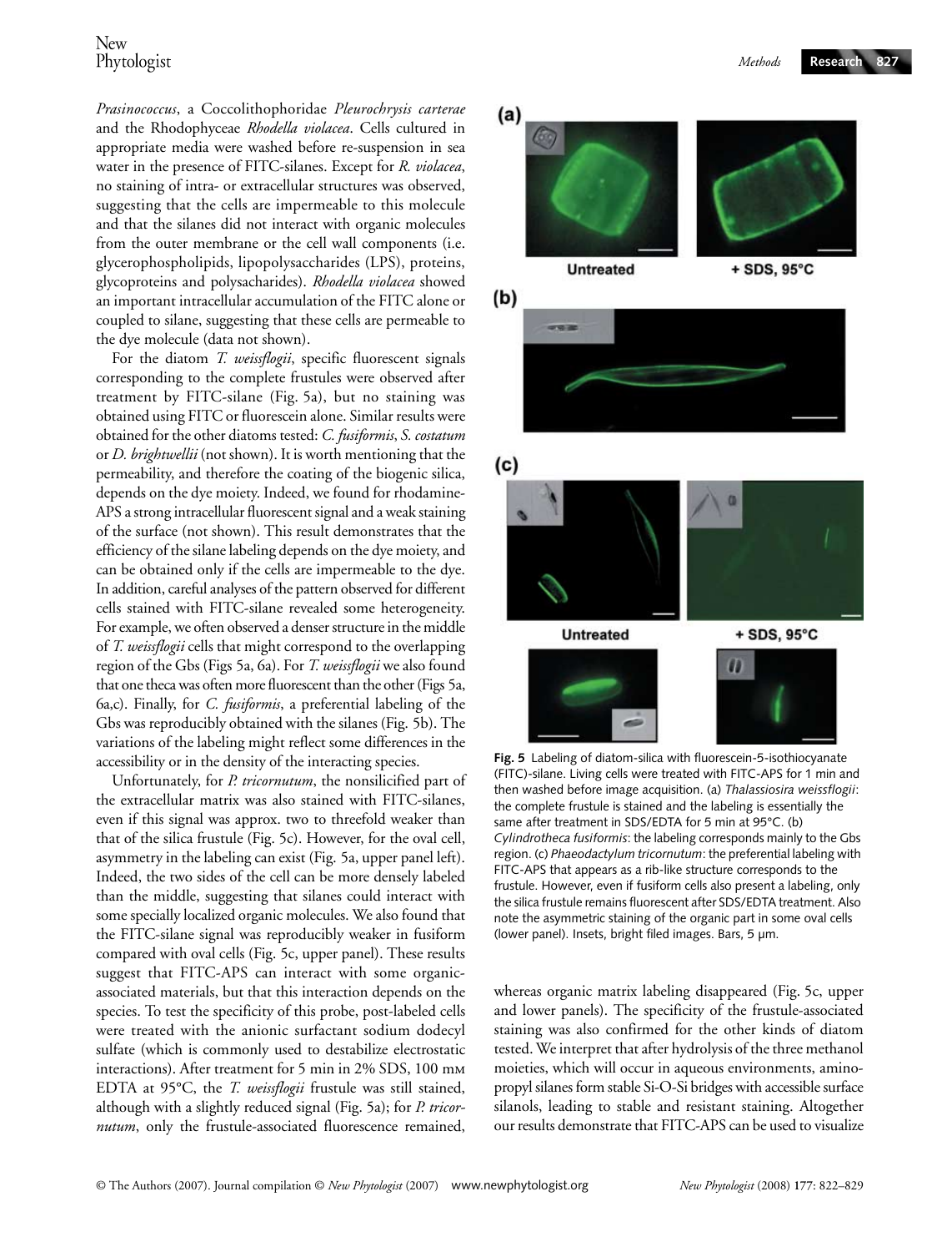*Prasinococcus*, a Coccolithophoridae *Pleurochrysis carterae* and the Rhodophyceae *Rhodella violacea*. Cells cultured in appropriate media were washed before re-suspension in sea water in the presence of FITC-silanes. Except for *R. violacea*, no staining of intra- or extracellular structures was observed, suggesting that the cells are impermeable to this molecule and that the silanes did not interact with organic molecules from the outer membrane or the cell wall components (i.e. glycerophospholipids, lipopolysaccharides (LPS), proteins, glycoproteins and polysacharides). *Rhodella violacea* showed an important intracellular accumulation of the FITC alone or coupled to silane, suggesting that these cells are permeable to the dye molecule (data not shown).

For the diatom *T. weissflogii*, specific fluorescent signals corresponding to the complete frustules were observed after treatment by FITC-silane (Fig. 5a), but no staining was obtained using FITC or fluorescein alone. Similar results were obtained for the other diatoms tested: *C. fusiformis*, *S. costatum* or *D. brightwellii* (not shown). It is worth mentioning that the permeability, and therefore the coating of the biogenic silica, depends on the dye moiety. Indeed, we found for rhodamine-APS a strong intracellular fluorescent signal and a weak staining of the surface (not shown). This result demonstrates that the efficiency of the silane labeling depends on the dye moiety, and can be obtained only if the cells are impermeable to the dye. In addition, careful analyses of the pattern observed for different cells stained with FITC-silane revealed some heterogeneity. For example, we often observed a denser structure in the middle of *T. weissflogii* cells that might correspond to the overlapping region of the Gbs (Figs 5a, 6a). For *T. weissflogii* we also found that one theca was often more fluorescent than the other (Figs 5a, 6a,c). Finally, for *C. fusiformis*, a preferential labeling of the Gbs was reproducibly obtained with the silanes (Fig. 5b). The variations of the labeling might reflect some differences in the accessibility or in the density of the interacting species.

Unfortunately, for *P. tricornutum*, the nonsilicified part of the extracellular matrix was also stained with FITC-silanes, even if this signal was approx. two to threefold weaker than that of the silica frustule (Fig. 5c). However, for the oval cell, asymmetry in the labeling can exist (Fig. 5a, upper panel left). Indeed, the two sides of the cell can be more densely labeled than the middle, suggesting that silanes could interact with some specially localized organic molecules. We also found that the FITC-silane signal was reproducibly weaker in fusiform compared with oval cells (Fig. 5c, upper panel). These results suggest that FITC-APS can interact with some organic-associated materials, but that this interaction depends on the species. To test the specificity of this probe, post-labeled cells were treated with the anionic surfactant sodium dodecyl sulfate (which is commonly used to destabilize electrostatic interactions). After treatment for 5 min in 2% SDS, 100 mM EDTA at 95°C, the *T. weissflogii* frustule was still stained, although with a slightly reduced signal (Fig. 5a); for *P. tricornutum*, only the frustule-associated fluorescence remained, whereas organic matrix labeling disappeared (Fig. 5c, upper and lower panels). The specificity of the frustule-associated staining was also confirmed for the other kinds of diatom tested. We interpret that after hydrolysis of the three methanol moieties, which will occur in aqueous environments, aminopropyl silanes form stable Si-O-Si bridges with accessible surface silanols, leading to stable and resistant staining. Altogether our results demonstrate that FITC-APS can be used to visualize

**Fig. 5** Labeling of diatom-silica with fluorescein-5-isothiocyanate (FITC)-silane. Living cells were treated with FITC-APS for 1 min and then washed before image acquisition. (a) *Thalassiosira weissflogii*: the complete frustule is stained and the labeling is essentially the same after treatment in SDS/EDTA for 5 min at 95°C. (b) *Cylindrotheca fusiformis*: the labeling corresponds mainly to the Gbs region. (c) *Phaeodactylum tricornutum*: the preferential labeling with FITC-APS that appears as a rib-like structure corresponds to the frustule. However, even if fusiform cells also present a labeling, only the silica frustule remains fluorescent after SDS/EDTA treatment. Also note the asymmetric staining of the organic part in some oval cells (lower panel). Insets, bright filed images. Bars, 5 µm.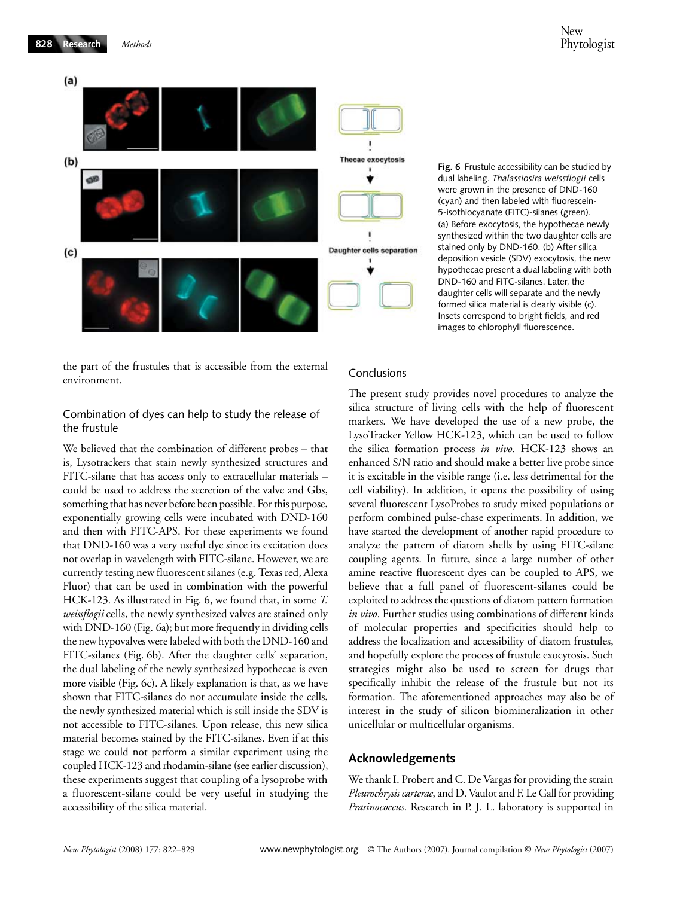(a)

(b)

(c)

Thecae exocytosis

Daughter cells separation

**Fig. 6** Frustule accessibility can be studied by dual labeling. *Thalassiosira weissflogii* cells were grown in the presence of DND-160 (cyan) and then labeled with fluorescein-5-isothiocyanate (FITC)-silanes (green). (a) Before exocytosis, the hypothecae newly synthesized within the two daughter cells are stained only by DND-160. (b) After silica deposition vesicle (SDV) exocytosis, the new hypothecae present a dual labeling with both DND-160 and FITC-silanes. Later, the daughter cells will separate and the newly formed silica material is clearly visible (c). Insets correspond to bright fields, and red images to chlorophyll fluorescence.

the part of the frustules that is accessible from the external environment.

### Combination of dyes can help to study the release of the frustule

We believed that the combination of different probes – that is, Lysotrackers that stain newly synthesized structures and FITC-silane that has access only to extracellular materials – could be used to address the secretion of the valve and Gbs, something that has never before been possible. For this purpose, exponentially growing cells were incubated with DND-160 and then with FITC-APS. For these experiments we found that DND-160 was a very useful dye since its excitation does not overlap in wavelength with FITC-silane. However, we are currently testing new fluorescent silanes (e.g. Texas red, Alexa Fluor) that can be used in combination with the powerful HCK-123. As illustrated in Fig. 6, we found that, in some *T. weissflogii* cells, the newly synthesized valves are stained only with DND-160 (Fig. 6a); but more frequently in dividing cells the new hypovalves were labeled with both the DND-160 and FITC-silanes (Fig. 6b). After the daughter cells' separation, the dual labeling of the newly synthesized hypothecae is even more visible (Fig. 6c). A likely explanation is that, as we have shown that FITC-silanes do not accumulate inside the cells, the newly synthesized material which is still inside the SDV is not accessible to FITC-silanes. Upon release, this new silica material becomes stained by the FITC-silanes. Even if at this stage we could not perform a similar experiment using the coupled HCK-123 and rhodamin-silane (see earlier discussion), these experiments suggest that coupling of a lysoprobe with a fluorescent-silane could be very useful in studying the accessibility of the silica material.

### Conclusions

The present study provides novel procedures to analyze the silica structure of living cells with the help of fluorescent markers. We have developed the use of a new probe, the LysoTracker Yellow HCK-123, which can be used to follow the silica formation process *in vivo*. HCK-123 shows an enhanced S/N ratio and should make a better live probe since it is excitable in the visible range (i.e. less detrimental for the cell viability). In addition, it opens the possibility of using several fluorescent LysoProbes to study mixed populations or perform combined pulse-chase experiments. In addition, we have started the development of another rapid procedure to analyze the pattern of diatom shells by using FITC-silane coupling agents. In future, since a large number of other amine reactive fluorescent dyes can be coupled to APS, we believe that a full panel of fluorescent-silanes could be exploited to address the questions of diatom pattern formation *in vivo*. Further studies using combinations of different kinds of molecular properties and specificities should help to address the localization and accessibility of diatom frustules, and hopefully explore the process of frustule exocytosis. Such strategies might also be used to screen for drugs that specifically inhibit the release of the frustule but not its formation. The aforementioned approaches may also be of interest in the study of silicon biomineralization in other unicellular or multicellular organisms.

## Acknowledgements

We thank I. Probert and C. De Vargas for providing the strain *Pleurochrysis carterae*, and D. Vaulot and F. Le Gall for providing *Prasinococcus*. Research in P. J. L. laboratory is supported in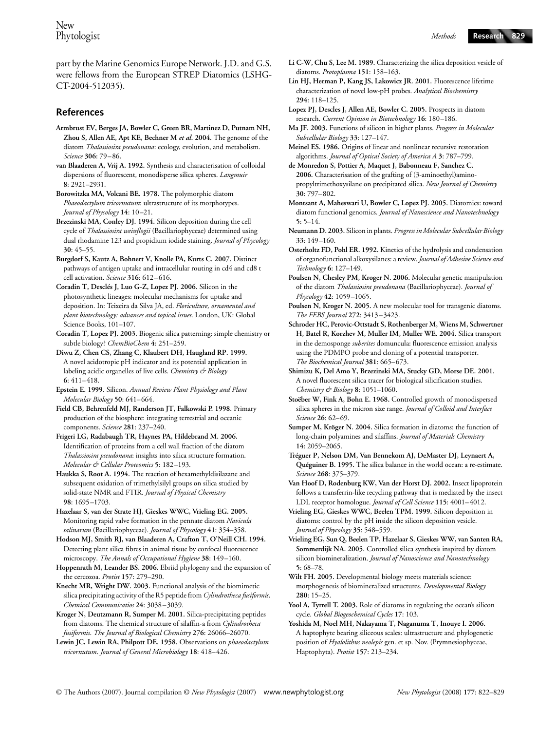part by the Marine Genomics Europe Network. J.D. and G.S. were fellows from the European STREP Diatomics (LSHG-CT-2004-512035).

## References

**Armbrust EV, Berges JA, Bowler C, Green BR, Martinez D, Putnam NH, Zhou S, Allen AE, Apt KE, Bechner M *et al.* 2004.** The genome of the diatom *Thalassiosira pseudonana*: ecology, evolution, and metabolism. *Science* **306**: 79–86.

**van Blaaderen A, Vrij A. 1992.** Synthesis and characterisation of colloidal dispersions of fluorescent, monodisperse silica spheres. *Langmuir* **8**: 2921–2931.

**Borowitzka MA, Volcani BE. 1978.** The polymorphic diatom *Phaeodactylum tricornutum*: ultrastructure of its morphotypes. *Journal of Phycology* **14**: 10–21.

**Brzezinski MA, Conley DJ. 1994.** Silicon deposition during the cell cycle of *Thalassiosira weissflogii* (Bacillariophyceae) determined using dual rhodamine 123 and propidium iodide staining. *Journal of Phycology* **30**: 45–55.

**Burgdorf S, Kautz A, Bohnert V, Knolle PA, Kurts C. 2007.** Distinct pathways of antigen uptake and intracellular routing in cd4 and cd8 t cell activation. *Science* **316**: 612–616.

**Coradin T, Desclés J, Luo G-Z, Lopez PJ. 2006.** Silicon in the photosynthetic lineages: molecular mechanisms for uptake and deposition. In: Teixeira da Silva JA, ed. *Floriculture, ornamental and plant biotechnology: advances and topical issues*. London, UK: Global Science Books, 101–107.

**Coradin T, Lopez PJ. 2003.** Biogenic silica patterning: simple chemistry or subtle biology? *ChemBioChem* **4**: 251–259.

**Diwu Z, Chen CS, Zhang C, Klaubert DH, Haugland RP. 1999.** A novel acidotropic pH indicator and its potential application in labeling acidic organelles of live cells. *Chemistry & Biology* **6**: 411–418.

**Epstein E. 1999.** Silicon. *Annual Review Plant Physiology and Plant Molecular Biology* **50**: 641–664.

**Field CB, Behrenfeld MJ, Randerson JT, Falkowski P. 1998.** Primary production of the biosphere: integrating terrestrial and oceanic components. *Science* **281**: 237–240.

**Frigeri LG, Radabaugh TR, Haynes PA, Hildebrand M. 2006.** Identification of proteins from a cell wall fraction of the diatom *Thalassiosira pseudonana*: insights into silica structure formation. *Molecular & Cellular Proteomics* **5**: 182–193.

**Haukka S, Root A. 1994.** The reaction of hexamethyldisilazane and subsequent oxidation of trimethylsilyl groups on silica studied by solid-state NMR and FTIR. *Journal of Physical Chemistry* **98**: 1695–1703.

**Hazelaar S, van der Strate HJ, Gieskes WWC, Vrieling EG. 2005.** Monitoring rapid valve formation in the pennate diatom *Navicula salinarum* (Bacillariophyceae). *Journal of Phycology* **41**: 354–358.

**Hodson MJ, Smith RJ, van Blaaderen A, Crafton T, O'Neill CH. 1994.** Detecting plant silica fibres in animal tissue by confocal fluorescence microscopy. *The Annals of Occupational Hygiene* **38**: 149–160.

**Hoppenrath M, Leander BS. 2006.** Ebriid phylogeny and the expansion of the cercozoa. *Protist* **157**: 279–290.

**Knecht MR, Wright DW. 2003.** Functional analysis of the biomimetic silica precipitating activity of the R5 peptide from *Cylindrotheca fusiformis*. *Chemical Communicatios* **24**: 3038–3039.

**Kroger N, Deutzmann R, Sumper M. 2001.** Silica-precipitating peptides from diatoms. The chemical structure of silaffin-a from *Cylindrotheca fusiformis*. *The Journal of Biological Chemistry* **276**: 26066–26070.

**Lewin JC, Lewin RA, Philpott DE. 1958.** Observations on *phaeodactylum tricornutum*. *Journal of General Microbiology* **18**: 418–426.

**Li C-W, Chu S, Lee M. 1989.** Characterizing the silica deposition vesicle of diatoms. *Protoplasma* **151**: 158–163.

**Lin HJ, Herman P, Kang JS, Lakowicz JR. 2001.** Fluorescence lifetime characterization of novel low-pH probes. *Analytical Biochemistry* **294**: 118–125.

**Lopez PJ, Descles J, Allen AE, Bowler C. 2005.** Prospects in diatom research. *Current Opinion in Biotechnology* **16**: 180–186.

**Ma JF. 2003.** Functions of silicon in higher plants. *Progress in Molecular Subcellular Biology* **33**: 127–147.

**Meinel ES. 1986.** Origins of linear and nonlinear recursive restoration algorithms. *Journal of Optical Society of America A* **3**: 787–799.

**de Monredon S, Pottier A, Maquet J, Babonneau F, Sanchez C. 2006.** Characterisation of the grafting of (3-aminoethyl)amino-propyltrimethoxysilane on precipitated silica. *New Journal of Chemistry* **30**: 797–802.

**Montsant A, Maheswari U, Bowler C, Lopez PJ. 2005.** Diatomics: toward diatom functional genomics. *Journal of Nanoscience and Nanotechnology* **5**: 5–14.

**Neumann D. 2003.** Silicon in plants. *Progress in Molecular Subcellular Biology* **33**: 149–160.

**Osterholtz FD, Pohl ER. 1992.** Kinetics of the hydrolysis and condensation of organofunctional alkoxysilanes: a review. *Journal of Adhesive Science and Technology* **6**: 127–149.

**Poulsen N, Chesley PM, Kroger N. 2006.** Molecular genetic manipulation of the diatom *Thalassiosira pseudonana* (Bacillariophyceae). *Journal of Phycology* **42**: 1059–1065.

**Poulsen N, Kroger N. 2005.** A new molecular tool for transgenic diatoms. *The FEBS Journal* **272**: 3413–3423.

**Schroder HC, Perovic-Ottstadt S, Rothenberger M, Wiens M, Schwertner H, Batel R, Korzhev M, Muller IM, Muller WE. 2004.** Silica transport in the demosponge *suberites* domuncula: fluorescence emission analysis using the PDMPO probe and cloning of a potential transporter. *The Biochemical Journal* **381**: 665–673.

**Shimizu K, Del Amo Y, Brzezinski MA, Stucky GD, Morse DE. 2001.** A novel fluorescent silica tracer for biological silicification studies. *Chemistry & Biology* **8**: 1051–1060.

**Stoëber W, Fink A, Bohn E. 1968.** Controlled growth of monodispersed silica spheres in the micron size range. *Journal of Colloid and Interface Science* **26**: 62–69.

**Sumper M, Kröger N. 2004.** Silica formation in diatoms: the function of long-chain polyamines and silaffins. *Journal of Materials Chemistry* **14**: 2059–2065.

**Tréguer P, Nelson DM, Van Bennekom AJ, DeMaster DJ, Leynaert A, Quéguiner B. 1995.** The silica balance in the world ocean: a re-estimate. *Science* **268**: 375–379.

**Van Hoof D, Rodenburg KW, Van der Horst DJ. 2002.** Insect lipoprotein follows a transferrin-like recycling pathway that is mediated by the insect LDL receptor homologue. *Journal of Cell Science* **115**: 4001–4012.

**Vrieling EG, Gieskes WWC, Beelen TPM. 1999.** Silicon deposition in diatoms: control by the pH inside the silicon deposition vesicle. *Journal of Phycology* **35**: 548–559.

**Vrieling EG, Sun Q, Beelen TP, Hazelaar S, Gieskes WW, van Santen RA, Sommerdijk NA. 2005.** Controlled silica synthesis inspired by diatom silicon biomineralization. *Journal of Nanoscience and Nanotechnology* **5**: 68–78.

**Wilt FH. 2005.** Developmental biology meets materials science: morphogenesis of biomineralized structures. *Developmental Biology* **280**: 15–25.

**Yool A, Tyrrell T. 2003.** Role of diatoms in regulating the ocean's silicon cycle. *Global Biogeochemical Cycles* **17**: 103.

**Yoshida M, Noel MH, Nakayama T, Naganuma T, Inouye I. 2006.** A haptophyte bearing siliceous scales: ultrastructure and phylogenetic position of *Hyalolithus neolepis* gen. et sp. Nov. (Prymnesiophyceae, Haptophyta). *Protist* **157**: 213–234.